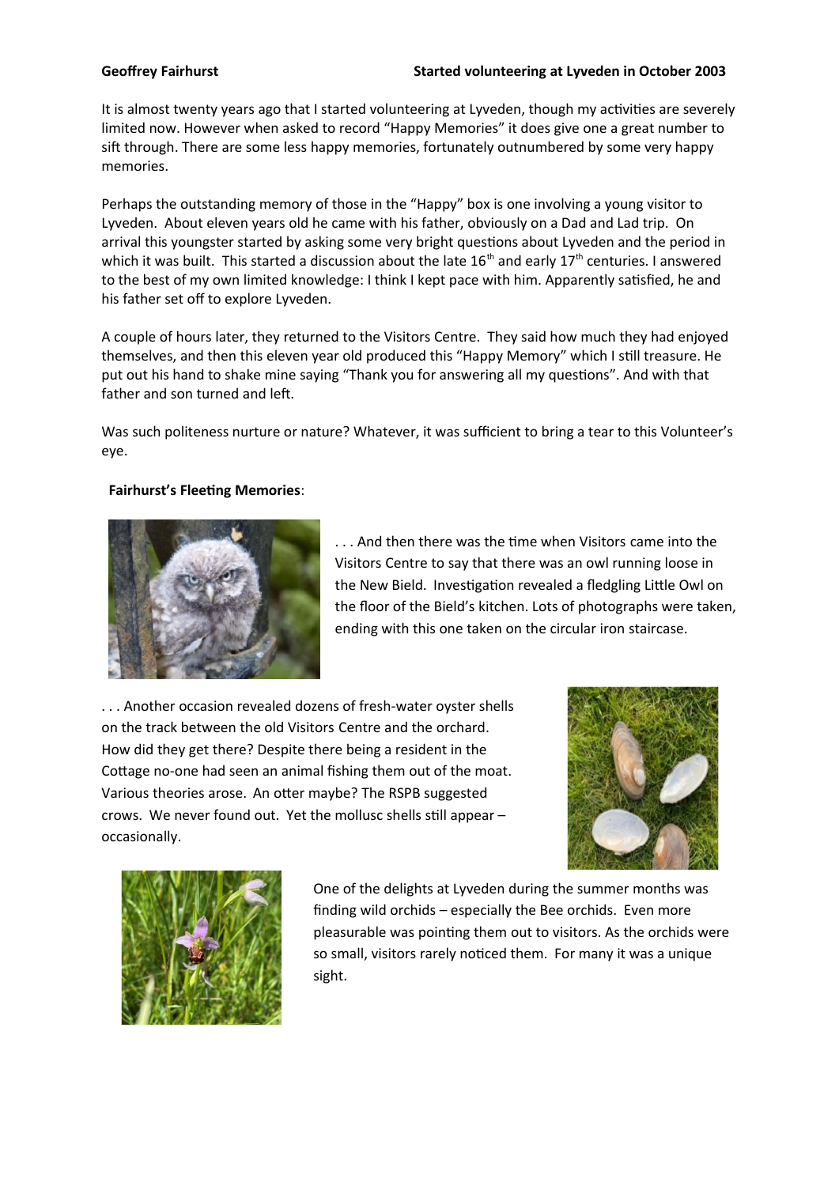**Geoffrey Fairhurst** **Started volunteering at Lyveden in October 2003**

It is almost twenty years ago that I started volunteering at Lyveden, though my activities are severely limited now. However when asked to record "Happy Memories" it does give one a great number to sift through. There are some less happy memories, fortunately outnumbered by some very happy memories.

Perhaps the outstanding memory of those in the "Happy" box is one involving a young visitor to Lyveden. About eleven years old he came with his father, obviously on a Dad and Lad trip. On arrival this youngster started by asking some very bright questions about Lyveden and the period in which it was built. This started a discussion about the late 16th and early 17th centuries. I answered to the best of my own limited knowledge: I think I kept pace with him. Apparently satisfied, he and his father set off to explore Lyveden.

A couple of hours later, they returned to the Visitors Centre. They said how much they had enjoyed themselves, and then this eleven year old produced this "Happy Memory" which I still treasure. He put out his hand to shake mine saying "Thank you for answering all my questions". And with that father and son turned and left.

Was such politeness nurture or nature? Whatever, it was sufficient to bring a tear to this Volunteer's eye.

**Fairhurst's Fleeting Memories**:

. . . And then there was the time when Visitors came into the Visitors Centre to say that there was an owl running loose in the New Bield. Investigation revealed a fledgling Little Owl on the floor of the Bield's kitchen. Lots of photographs were taken, ending with this one taken on the circular iron staircase.

. . . Another occasion revealed dozens of fresh-water oyster shells on the track between the old Visitors Centre and the orchard. How did they get there? Despite there being a resident in the Cottage no-one had seen an animal fishing them out of the moat. Various theories arose. An otter maybe? The RSPB suggested crows. We never found out. Yet the mollusc shells still appear – occasionally.

One of the delights at Lyveden during the summer months was finding wild orchids – especially the Bee orchids. Even more pleasurable was pointing them out to visitors. As the orchids were so small, visitors rarely noticed them. For many it was a unique sight.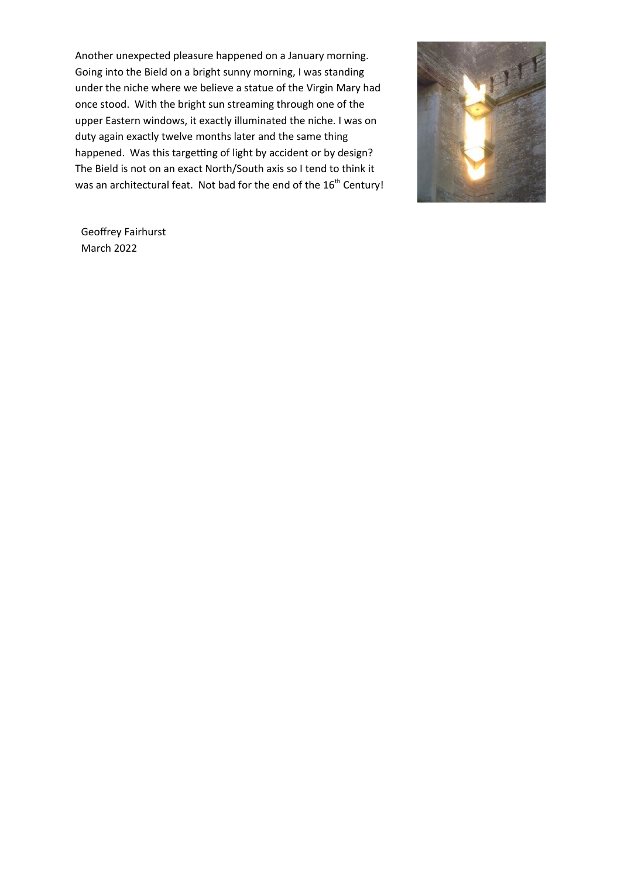Another unexpected pleasure happened on a January morning. Going into the Bield on a bright sunny morning, I was standing under the niche where we believe a statue of the Virgin Mary had once stood. With the bright sun streaming through one of the upper Eastern windows, it exactly illuminated the niche. I was on duty again exactly twelve months later and the same thing happened. Was this targetting of light by accident or by design? The Bield is not on an exact North/South axis so I tend to think it was an architectural feat. Not bad for the end of the 16th Century!

Geoffrey Fairhurst
March 2022